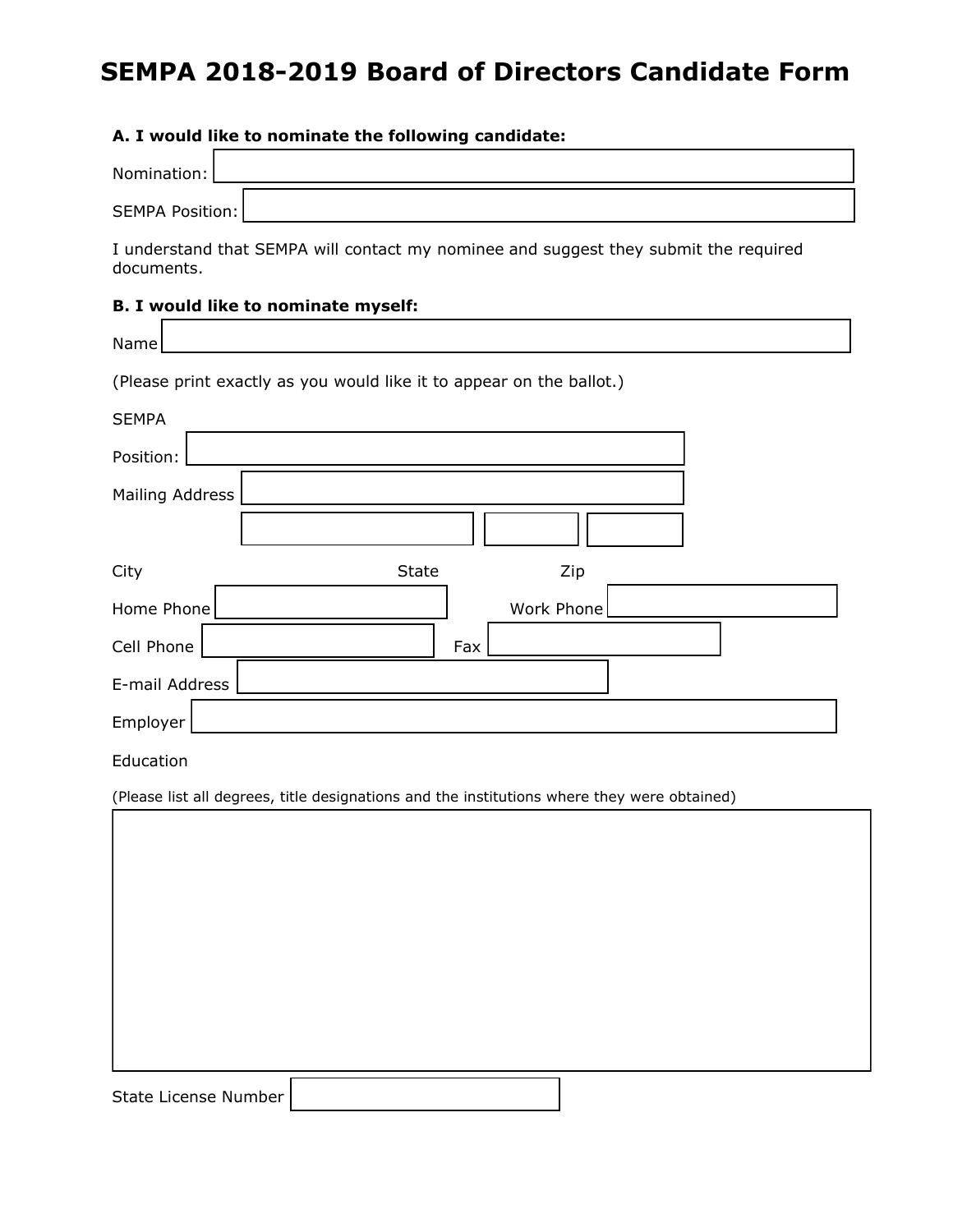# SEMPA 2018-2019 Board of Directors Candidate Form

**A. I would like to nominate the following candidate:**

Nomination:

SEMPA Position:

I understand that SEMPA will contact my nominee and suggest they submit the required documents.

**B. I would like to nominate myself:**

Name

(Please print exactly as you would like it to appear on the ballot.)

SEMPA Position:

Mailing Address

City State Zip

Home Phone Work Phone

Cell Phone Fax

E-mail Address

Employer

Education

(Please list all degrees, title designations and the institutions where they were obtained)

State License Number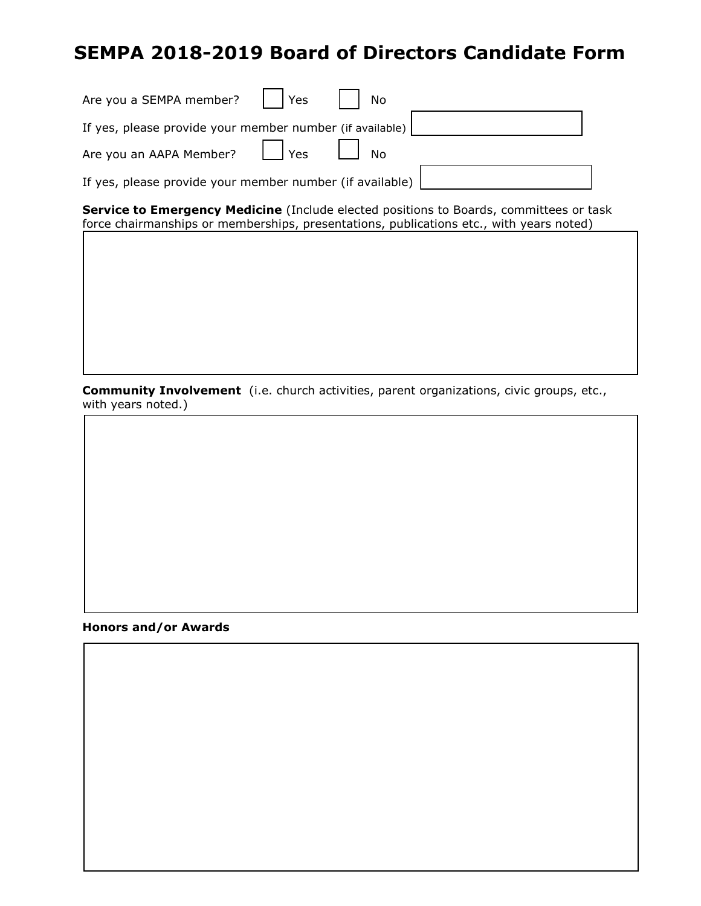# SEMPA 2018-2019 Board of Directors Candidate Form

Are you a SEMPA member? ☐ Yes ☐ No

If yes, please provide your member number (if available) ____________________

Are you an AAPA Member? ☐ Yes ☐ No

If yes, please provide your member number (if available) ____________________

**Service to Emergency Medicine** (Include elected positions to Boards, committees or task force chairmanships or memberships, presentations, publications etc., with years noted)

**Community Involvement** (i.e. church activities, parent organizations, civic groups, etc., with years noted.)

**Honors and/or Awards**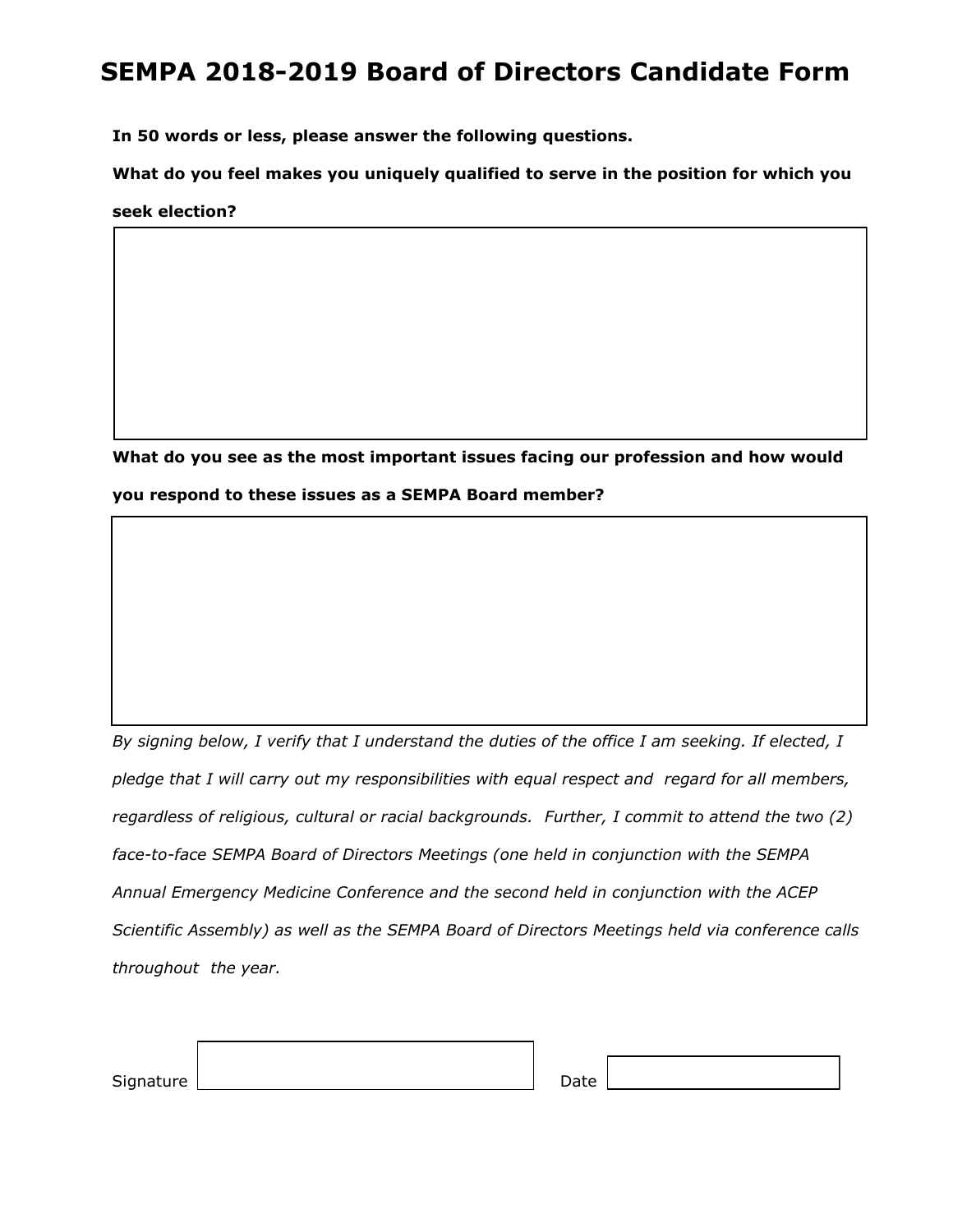# SEMPA 2018-2019 Board of Directors Candidate Form

**In 50 words or less, please answer the following questions.**

**What do you feel makes you uniquely qualified to serve in the position for which you seek election?**

**What do you see as the most important issues facing our profession and how would you respond to these issues as a SEMPA Board member?**

*By signing below, I verify that I understand the duties of the office I am seeking. If elected, I pledge that I will carry out my responsibilities with equal respect and regard for all members, regardless of religious, cultural or racial backgrounds. Further, I commit to attend the two (2) face-to-face SEMPA Board of Directors Meetings (one held in conjunction with the SEMPA Annual Emergency Medicine Conference and the second held in conjunction with the ACEP Scientific Assembly) as well as the SEMPA Board of Directors Meetings held via conference calls throughout the year.*

Signature

Date